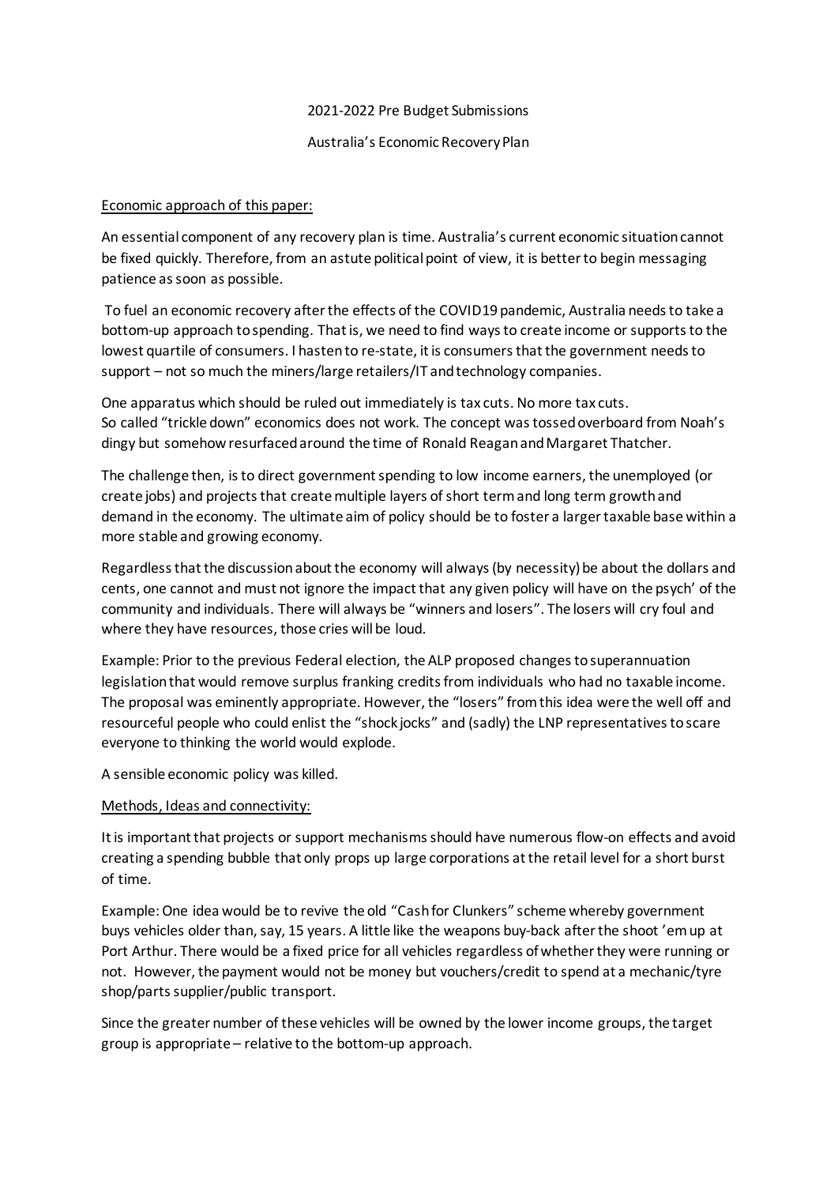2021-2022 Pre Budget Submissions

Australia's Economic Recovery Plan

Economic approach of this paper:

An essential component of any recovery plan is time. Australia's current economic situation cannot be fixed quickly. Therefore, from an astute political point of view, it is better to begin messaging patience as soon as possible.

To fuel an economic recovery after the effects of the COVID19 pandemic, Australia needs to take a bottom-up approach to spending. That is, we need to find ways to create income or supports to the lowest quartile of consumers. I hasten to re-state, it is consumers that the government needs to support – not so much the miners/large retailers/IT and technology companies.

One apparatus which should be ruled out immediately is tax cuts. No more tax cuts.
So called "trickle down" economics does not work. The concept was tossed overboard from Noah's dingy but somehow resurfaced around the time of Ronald Reagan and Margaret Thatcher.

The challenge then, is to direct government spending to low income earners, the unemployed (or create jobs) and projects that create multiple layers of short term and long term growth and demand in the economy. The ultimate aim of policy should be to foster a larger taxable base within a more stable and growing economy.

Regardless that the discussion about the economy will always (by necessity) be about the dollars and cents, one cannot and must not ignore the impact that any given policy will have on the psych' of the community and individuals. There will always be "winners and losers". The losers will cry foul and where they have resources, those cries will be loud.

Example: Prior to the previous Federal election, the ALP proposed changes to superannuation legislation that would remove surplus franking credits from individuals who had no taxable income. The proposal was eminently appropriate. However, the "losers" from this idea were the well off and resourceful people who could enlist the "shock jocks" and (sadly) the LNP representatives to scare everyone to thinking the world would explode.

A sensible economic policy was killed.

Methods, Ideas and connectivity:

It is important that projects or support mechanisms should have numerous flow-on effects and avoid creating a spending bubble that only props up large corporations at the retail level for a short burst of time.

Example: One idea would be to revive the old "Cash for Clunkers" scheme whereby government buys vehicles older than, say, 15 years. A little like the weapons buy-back after the shoot 'em up at Port Arthur. There would be a fixed price for all vehicles regardless of whether they were running or not. However, the payment would not be money but vouchers/credit to spend at a mechanic/tyre shop/parts supplier/public transport.

Since the greater number of these vehicles will be owned by the lower income groups, the target group is appropriate – relative to the bottom-up approach.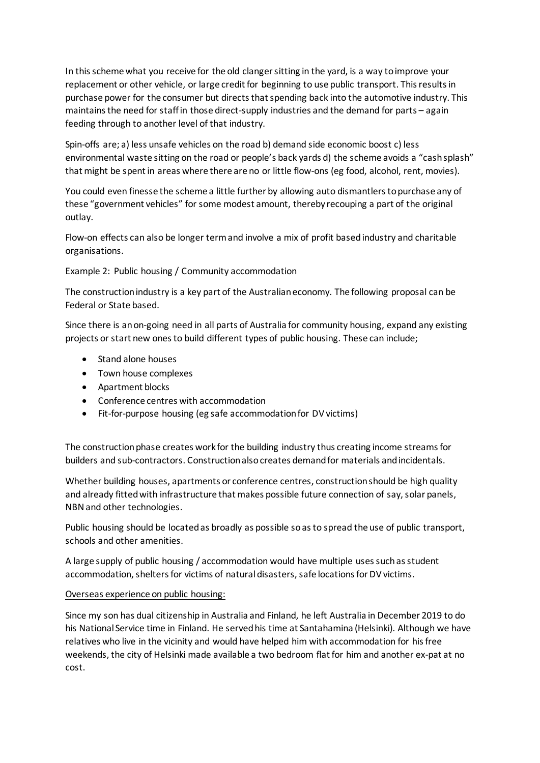In this scheme what you receive for the old clanger sitting in the yard, is a way to improve your replacement or other vehicle, or large credit for beginning to use public transport. This results in purchase power for the consumer but directs that spending back into the automotive industry. This maintains the need for staff in those direct-supply industries and the demand for parts – again feeding through to another level of that industry.

Spin-offs are; a) less unsafe vehicles on the road b) demand side economic boost c) less environmental waste sitting on the road or people's back yards d) the scheme avoids a "cash splash" that might be spent in areas where there are no or little flow-ons (eg food, alcohol, rent, movies).

You could even finesse the scheme a little further by allowing auto dismantlers to purchase any of these "government vehicles" for some modest amount, thereby recouping a part of the original outlay.

Flow-on effects can also be longer term and involve a mix of profit based industry and charitable organisations.

Example 2: Public housing / Community accommodation

The construction industry is a key part of the Australian economy. The following proposal can be Federal or State based.

Since there is an on-going need in all parts of Australia for community housing, expand any existing projects or start new ones to build different types of public housing. These can include;

- Stand alone houses
- Town house complexes
- Apartment blocks
- Conference centres with accommodation
- Fit-for-purpose housing (eg safe accommodation for DV victims)

The construction phase creates work for the building industry thus creating income streams for builders and sub-contractors. Construction also creates demand for materials and incidentals.

Whether building houses, apartments or conference centres, construction should be high quality and already fitted with infrastructure that makes possible future connection of say, solar panels, NBN and other technologies.

Public housing should be located as broadly as possible so as to spread the use of public transport, schools and other amenities.

A large supply of public housing / accommodation would have multiple uses such as student accommodation, shelters for victims of natural disasters, safe locations for DV victims.

Overseas experience on public housing:

Since my son has dual citizenship in Australia and Finland, he left Australia in December 2019 to do his National Service time in Finland. He served his time at Santahamina (Helsinki). Although we have relatives who live in the vicinity and would have helped him with accommodation for his free weekends, the city of Helsinki made available a two bedroom flat for him and another ex-pat at no cost.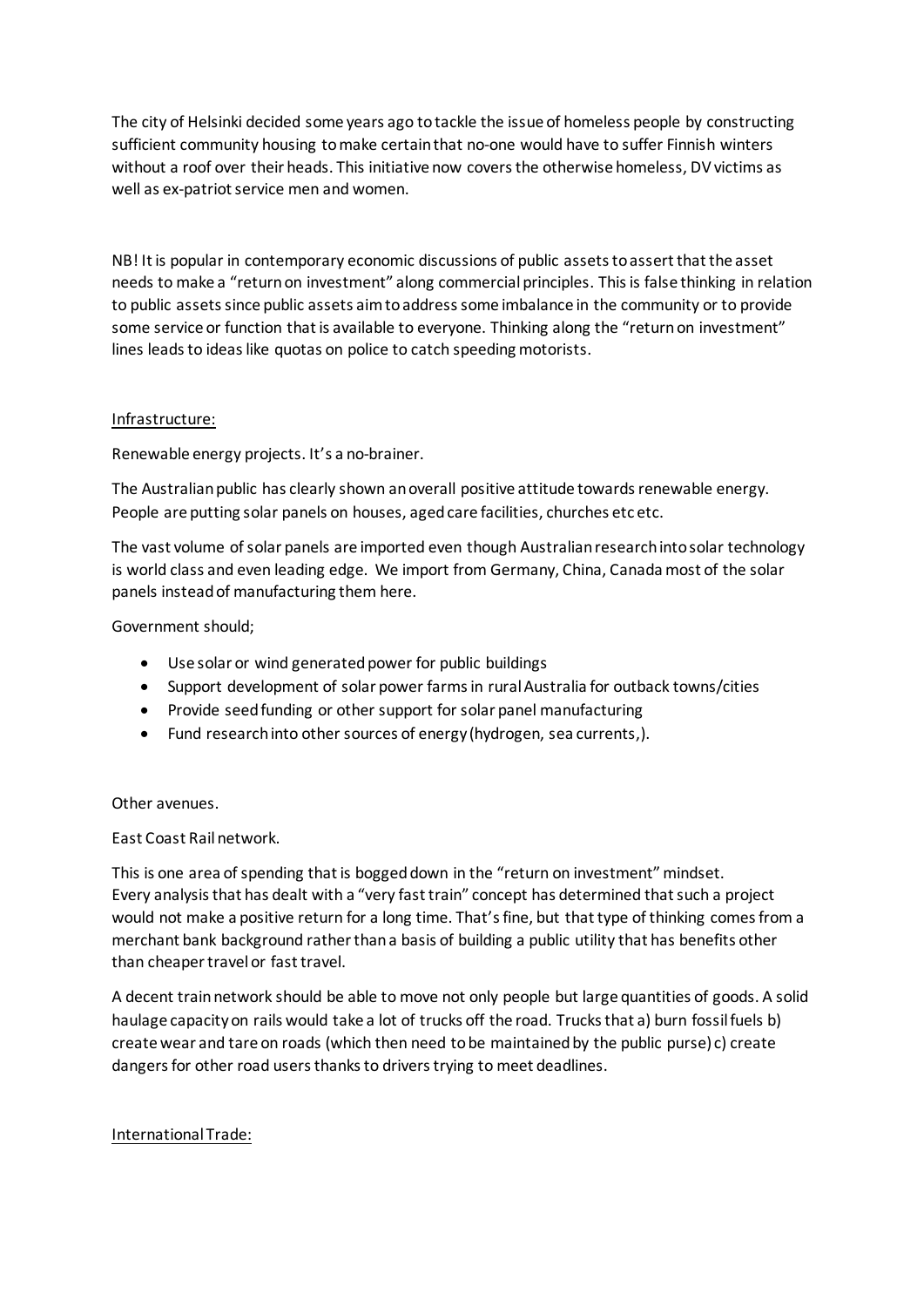The city of Helsinki decided some years ago to tackle the issue of homeless people by constructing sufficient community housing to make certain that no-one would have to suffer Finnish winters without a roof over their heads. This initiative now covers the otherwise homeless, DV victims as well as ex-patriot service men and women.

NB! It is popular in contemporary economic discussions of public assets to assert that the asset needs to make a "return on investment" along commercial principles. This is false thinking in relation to public assets since public assets aim to address some imbalance in the community or to provide some service or function that is available to everyone. Thinking along the "return on investment" lines leads to ideas like quotas on police to catch speeding motorists.

Infrastructure:

Renewable energy projects. It's a no-brainer.

The Australian public has clearly shown an overall positive attitude towards renewable energy. People are putting solar panels on houses, aged care facilities, churches etc etc.

The vast volume of solar panels are imported even though Australian research into solar technology is world class and even leading edge. We import from Germany, China, Canada most of the solar panels instead of manufacturing them here.

Government should;

- Use solar or wind generated power for public buildings
- Support development of solar power farms in rural Australia for outback towns/cities
- Provide seed funding or other support for solar panel manufacturing
- Fund research into other sources of energy (hydrogen, sea currents,).

Other avenues.

East Coast Rail network.

This is one area of spending that is bogged down in the "return on investment" mindset. Every analysis that has dealt with a "very fast train" concept has determined that such a project would not make a positive return for a long time. That's fine, but that type of thinking comes from a merchant bank background rather than a basis of building a public utility that has benefits other than cheaper travel or fast travel.

A decent train network should be able to move not only people but large quantities of goods. A solid haulage capacity on rails would take a lot of trucks off the road. Trucks that a) burn fossil fuels b) create wear and tare on roads (which then need to be maintained by the public purse) c) create dangers for other road users thanks to drivers trying to meet deadlines.

International Trade: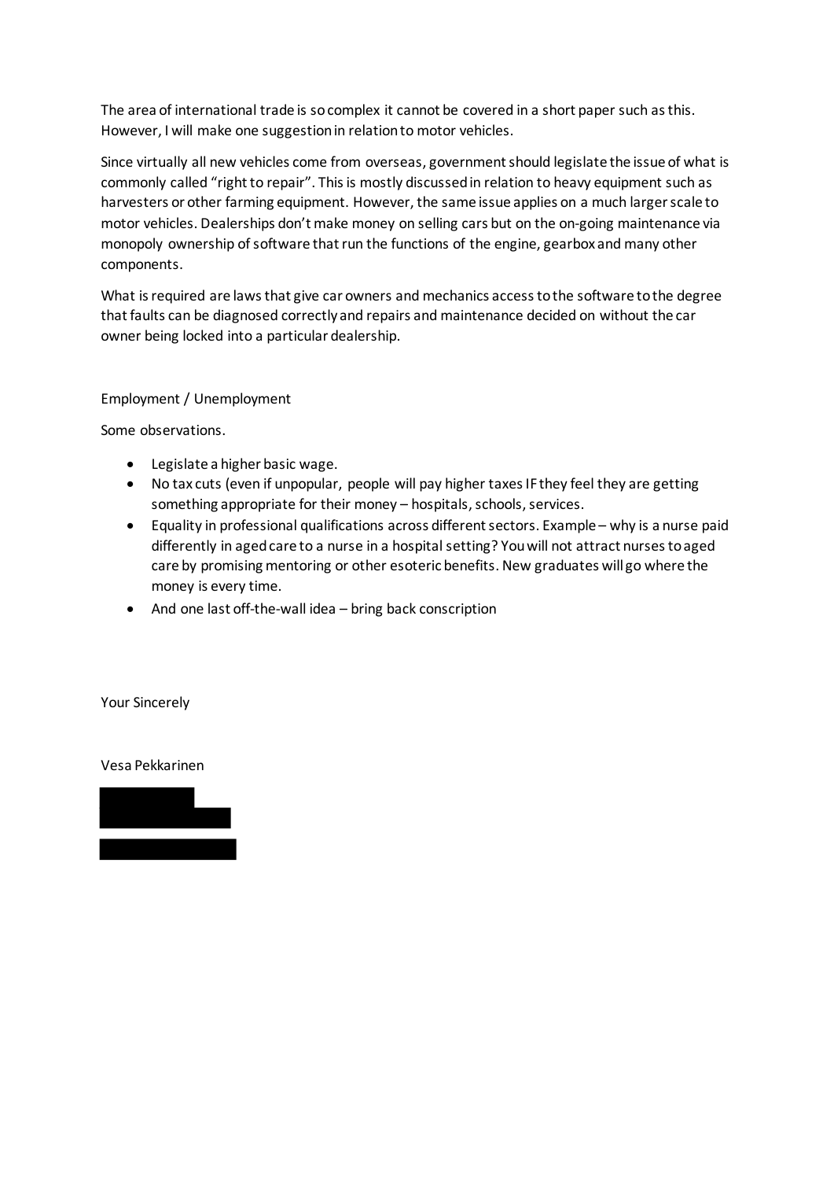The area of international trade is so complex it cannot be covered in a short paper such as this. However, I will make one suggestion in relation to motor vehicles.

Since virtually all new vehicles come from overseas, government should legislate the issue of what is commonly called "right to repair". This is mostly discussed in relation to heavy equipment such as harvesters or other farming equipment. However, the same issue applies on a much larger scale to motor vehicles. Dealerships don't make money on selling cars but on the on-going maintenance via monopoly ownership of software that run the functions of the engine, gearbox and many other components.

What is required are laws that give car owners and mechanics access to the software to the degree that faults can be diagnosed correctly and repairs and maintenance decided on without the car owner being locked into a particular dealership.

Employment / Unemployment

Some observations.

- Legislate a higher basic wage.
- No tax cuts (even if unpopular, people will pay higher taxes IF they feel they are getting something appropriate for their money – hospitals, schools, services.
- Equality in professional qualifications across different sectors. Example – why is a nurse paid differently in aged care to a nurse in a hospital setting? You will not attract nurses to aged care by promising mentoring or other esoteric benefits. New graduates will go where the money is every time.
- And one last off-the-wall idea – bring back conscription

Your Sincerely

Vesa Pekkarinen